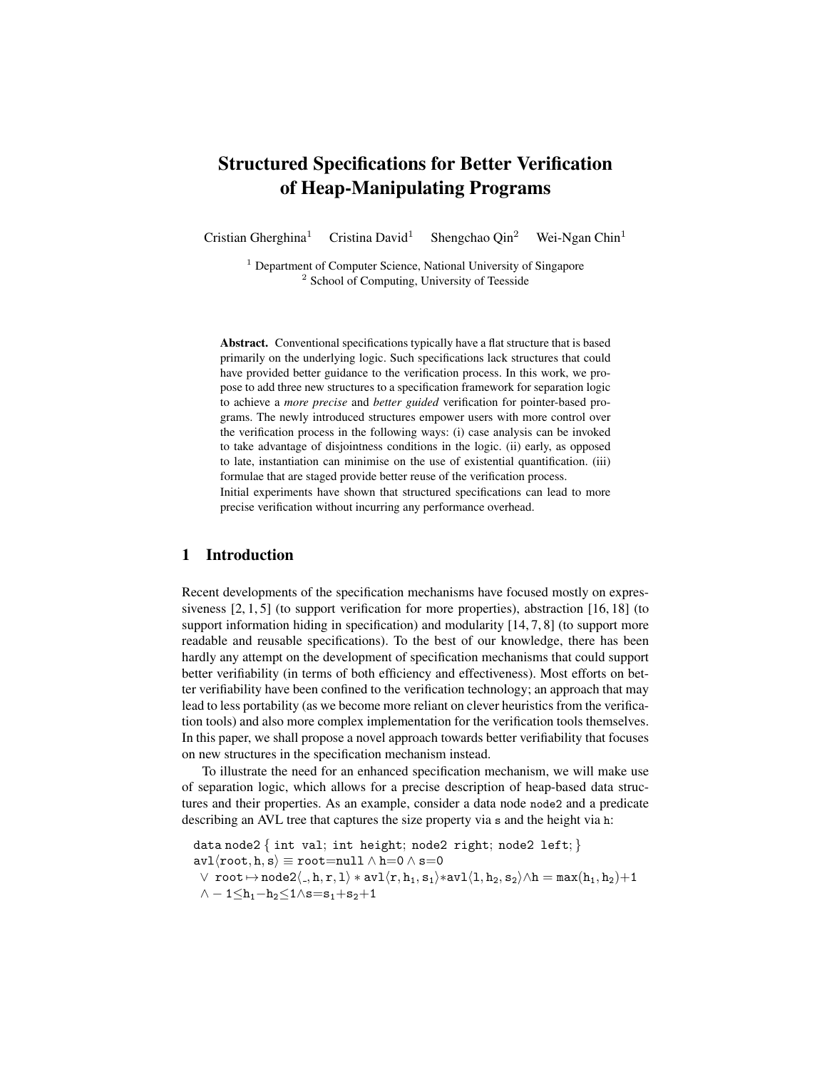# Structured Specifications for Better Verification of Heap-Manipulating Programs

Cristian Gherghina[1] Cristina David[1] Shengchao Qin[2] Wei-Ngan Chin[1]

[1] Department of Computer Science, National University of Singapore
[2] School of Computing, University of Teesside

**Abstract.** Conventional specifications typically have a flat structure that is based primarily on the underlying logic. Such specifications lack structures that could have provided better guidance to the verification process. In this work, we propose to add three new structures to a specification framework for separation logic to achieve a *more precise* and *better guided* verification for pointer-based programs. The newly introduced structures empower users with more control over the verification process in the following ways: (i) case analysis can be invoked to take advantage of disjointness conditions in the logic. (ii) early, as opposed to late, instantiation can minimise on the use of existential quantification. (iii) formulae that are staged provide better reuse of the verification process.
Initial experiments have shown that structured specifications can lead to more precise verification without incurring any performance overhead.

## 1 Introduction

Recent developments of the specification mechanisms have focused mostly on expressiveness [2, 1, 5] (to support verification for more properties), abstraction [16, 18] (to support information hiding in specification) and modularity [14, 7, 8] (to support more readable and reusable specifications). To the best of our knowledge, there has been hardly any attempt on the development of specification mechanisms that could support better verifiability (in terms of both efficiency and effectiveness). Most efforts on better verifiability have been confined to the verification technology; an approach that may lead to less portability (as we become more reliant on clever heuristics from the verification tools) and also more complex implementation for the verification tools themselves. In this paper, we shall propose a novel approach towards better verifiability that focuses on new structures in the specification mechanism instead.

To illustrate the need for an enhanced specification mechanism, we will make use of separation logic, which allows for a precise description of heap-based data structures and their properties. As an example, consider a data node `node2` and a predicate describing an AVL tree that captures the size property via `s` and the height via `h`:

$$\texttt{data node2} \{ \texttt{int val; int height; node2 right; node2 left;} \}$$

$$\texttt{avl}\langle \texttt{root}, \texttt{h}, \texttt{s}\rangle \equiv \texttt{root}{=}\texttt{null} \wedge \texttt{h}{=}0 \wedge \texttt{s}{=}0$$
$$\vee\ \texttt{root} \mapsto \texttt{node2}\langle \_, \texttt{h}, \texttt{r}, \texttt{l}\rangle * \texttt{avl}\langle \texttt{r}, \texttt{h}_1, \texttt{s}_1\rangle * \texttt{avl}\langle \texttt{l}, \texttt{h}_2, \texttt{s}_2\rangle \wedge \texttt{h} = \max(\texttt{h}_1, \texttt{h}_2){+}1$$
$$\wedge -1{\leq}\texttt{h}_1{-}\texttt{h}_2{\leq}1 \wedge \texttt{s}{=}\texttt{s}_1{+}\texttt{s}_2{+}1$$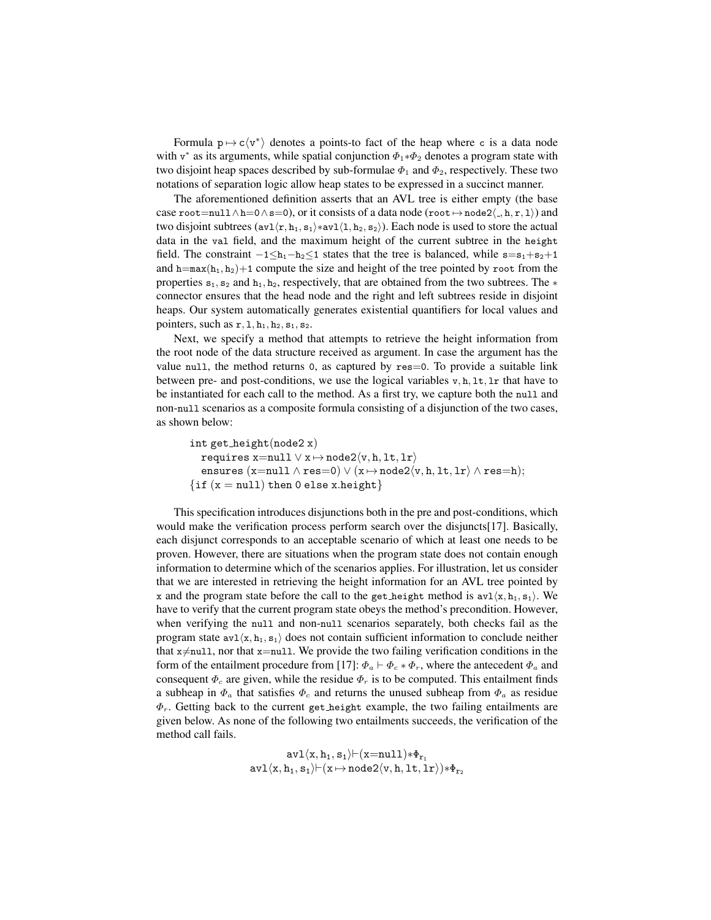Formula $\mathtt{p} \mapsto \mathtt{c}\langle \mathtt{v}^* \rangle$ denotes a points-to fact of the heap where c is a data node with $\mathtt{v}^*$ as its arguments, while spatial conjunction $\Phi_1 * \Phi_2$ denotes a program state with two disjoint heap spaces described by sub-formulae $\Phi_1$ and $\Phi_2$, respectively. These two notations of separation logic allow heap states to be expressed in a succinct manner.

The aforementioned definition asserts that an AVL tree is either empty (the base case $\mathtt{root}{=}\mathtt{null} \wedge \mathtt{h}{=}0 \wedge \mathtt{s}{=}0$), or it consists of a data node ($\mathtt{root} \mapsto \mathtt{node2}\langle \_, \mathtt{h}, \mathtt{r}, \mathtt{l} \rangle$) and two disjoint subtrees ($\mathtt{avl}\langle \mathtt{r}, \mathtt{h}_1, \mathtt{s}_1 \rangle * \mathtt{avl}\langle \mathtt{l}, \mathtt{h}_2, \mathtt{s}_2 \rangle$). Each node is used to store the actual data in the val field, and the maximum height of the current subtree in the height field. The constraint $-1 \leq \mathtt{h}_1 - \mathtt{h}_2 \leq 1$ states that the tree is balanced, while $\mathtt{s}{=}\mathtt{s}_1{+}\mathtt{s}_2{+}1$ and $\mathtt{h}{=}\mathtt{max}(\mathtt{h}_1, \mathtt{h}_2){+}1$ compute the size and height of the tree pointed by root from the properties $\mathtt{s}_1, \mathtt{s}_2$ and $\mathtt{h}_1, \mathtt{h}_2$, respectively, that are obtained from the two subtrees. The $*$ connector ensures that the head node and the right and left subtrees reside in disjoint heaps. Our system automatically generates existential quantifiers for local values and pointers, such as $\mathtt{r}, \mathtt{l}, \mathtt{h}_1, \mathtt{h}_2, \mathtt{s}_1, \mathtt{s}_2$.

Next, we specify a method that attempts to retrieve the height information from the root node of the data structure received as argument. In case the argument has the value null, the method returns 0, as captured by res=0. To provide a suitable link between pre- and post-conditions, we use the logical variables v, h, lt, lr that have to be instantiated for each call to the method. As a first try, we capture both the null and non-null scenarios as a composite formula consisting of a disjunction of the two cases, as shown below:

$$
\begin{array}{l}
\mathtt{int\ get\_height(node2\ x)} \\
\quad \mathtt{requires}\ \mathtt{x}{=}\mathtt{null} \vee \mathtt{x} \mapsto \mathtt{node2}\langle \mathtt{v}, \mathtt{h}, \mathtt{lt}, \mathtt{lr} \rangle \\
\quad \mathtt{ensures}\ (\mathtt{x}{=}\mathtt{null} \wedge \mathtt{res}{=}0) \vee (\mathtt{x} \mapsto \mathtt{node2}\langle \mathtt{v}, \mathtt{h}, \mathtt{lt}, \mathtt{lr} \rangle \wedge \mathtt{res}{=}\mathtt{h}); \\
\{\mathtt{if}\ (\mathtt{x} = \mathtt{null})\ \mathtt{then}\ 0\ \mathtt{else}\ \mathtt{x.height}\}
\end{array}
$$

This specification introduces disjunctions both in the pre and post-conditions, which would make the verification process perform search over the disjuncts[17]. Basically, each disjunct corresponds to an acceptable scenario of which at least one needs to be proven. However, there are situations when the program state does not contain enough information to determine which of the scenarios applies. For illustration, let us consider that we are interested in retrieving the height information for an AVL tree pointed by x and the program state before the call to the get_height method is $\mathtt{avl}\langle \mathtt{x}, \mathtt{h}_1, \mathtt{s}_1 \rangle$. We have to verify that the current program state obeys the method's precondition. However, when verifying the null and non-null scenarios separately, both checks fail as the program state $\mathtt{avl}\langle \mathtt{x}, \mathtt{h}_1, \mathtt{s}_1 \rangle$ does not contain sufficient information to conclude neither that $\mathtt{x}{\neq}\mathtt{null}$, nor that $\mathtt{x}{=}\mathtt{null}$. We provide the two failing verification conditions in the form of the entailment procedure from [17]: $\Phi_a \vdash \Phi_c * \Phi_r$, where the antecedent $\Phi_a$ and consequent $\Phi_c$ are given, while the residue $\Phi_r$ is to be computed. This entailment finds a subheap in $\Phi_a$ that satisfies $\Phi_c$ and returns the unused subheap from $\Phi_a$ as residue $\Phi_r$. Getting back to the current get_height example, the two failing entailments are given below. As none of the following two entailments succeeds, the verification of the method call fails.

$$
\mathtt{avl}\langle \mathtt{x}, \mathtt{h}_1, \mathtt{s}_1 \rangle \vdash (\mathtt{x}{=}\mathtt{null}) * \Phi_{\mathtt{r}_1}
$$
$$
\mathtt{avl}\langle \mathtt{x}, \mathtt{h}_1, \mathtt{s}_1 \rangle \vdash (\mathtt{x} \mapsto \mathtt{node2}\langle \mathtt{v}, \mathtt{h}, \mathtt{lt}, \mathtt{lr} \rangle) * \Phi_{\mathtt{r}_2}
$$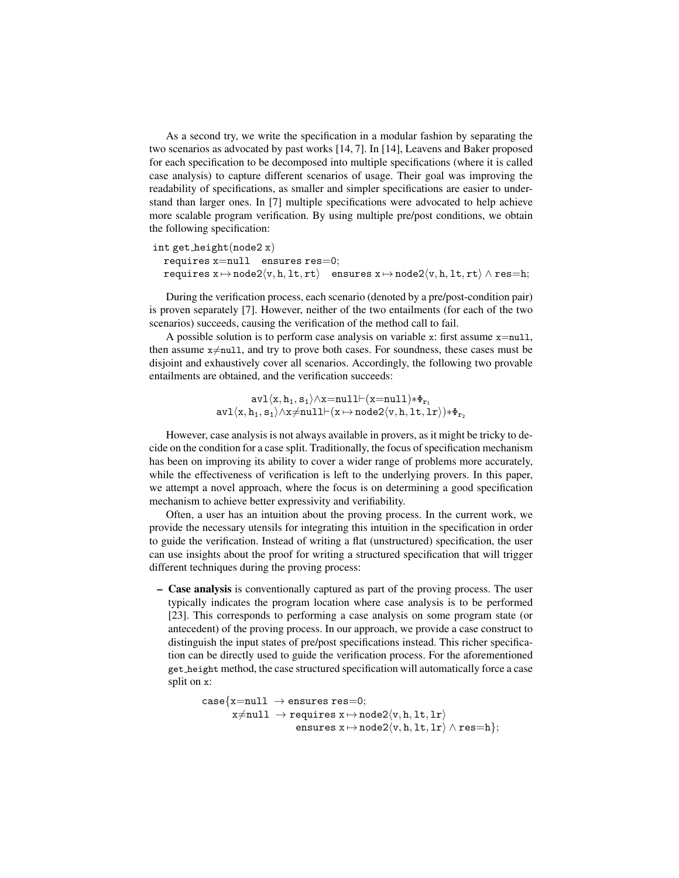As a second try, we write the specification in a modular fashion by separating the two scenarios as advocated by past works [14, 7]. In [14], Leavens and Baker proposed for each specification to be decomposed into multiple specifications (where it is called case analysis) to capture different scenarios of usage. Their goal was improving the readability of specifications, as smaller and simpler specifications are easier to understand than larger ones. In [7] multiple specifications were advocated to help achieve more scalable program verification. By using multiple pre/post conditions, we obtain the following specification:

```
int get_height(node2 x)
  requires x=null   ensures res=0;
  requires x↦node2⟨v, h, lt, rt⟩   ensures x↦node2⟨v, h, lt, rt⟩ ∧ res=h;
```

During the verification process, each scenario (denoted by a pre/post-condition pair) is proven separately [7]. However, neither of the two entailments (for each of the two scenarios) succeeds, causing the verification of the method call to fail.

A possible solution is to perform case analysis on variable x: first assume x=null, then assume x≠null, and try to prove both cases. For soundness, these cases must be disjoint and exhaustively cover all scenarios. Accordingly, the following two provable entailments are obtained, and the verification succeeds:

$$\texttt{avl}\langle \texttt{x}, \texttt{h}_1, \texttt{s}_1\rangle \wedge \texttt{x}{=}\texttt{null} \vdash (\texttt{x}{=}\texttt{null}) * \Phi_{\texttt{r}_1}$$
$$\texttt{avl}\langle \texttt{x}, \texttt{h}_1, \texttt{s}_1\rangle \wedge \texttt{x}{\neq}\texttt{null} \vdash (\texttt{x} \mapsto \texttt{node2}\langle \texttt{v}, \texttt{h}, \texttt{lt}, \texttt{lr}\rangle) * \Phi_{\texttt{r}_2}$$

However, case analysis is not always available in provers, as it might be tricky to decide on the condition for a case split. Traditionally, the focus of specification mechanism has been on improving its ability to cover a wider range of problems more accurately, while the effectiveness of verification is left to the underlying provers. In this paper, we attempt a novel approach, where the focus is on determining a good specification mechanism to achieve better expressivity and verifiability.

Often, a user has an intuition about the proving process. In the current work, we provide the necessary utensils for integrating this intuition in the specification in order to guide the verification. Instead of writing a flat (unstructured) specification, the user can use insights about the proof for writing a structured specification that will trigger different techniques during the proving process:

- **Case analysis** is conventionally captured as part of the proving process. The user typically indicates the program location where case analysis is to be performed [23]. This corresponds to performing a case analysis on some program state (or antecedent) of the proving process. In our approach, we provide a case construct to distinguish the input states of pre/post specifications instead. This richer specification can be directly used to guide the verification process. For the aforementioned get_height method, the case structured specification will automatically force a case split on x:

```
case{x=null  → ensures res=0;
     x≠null  → requires x↦node2⟨v, h, lt, lr⟩
                ensures x↦node2⟨v, h, lt, lr⟩ ∧ res=h};
```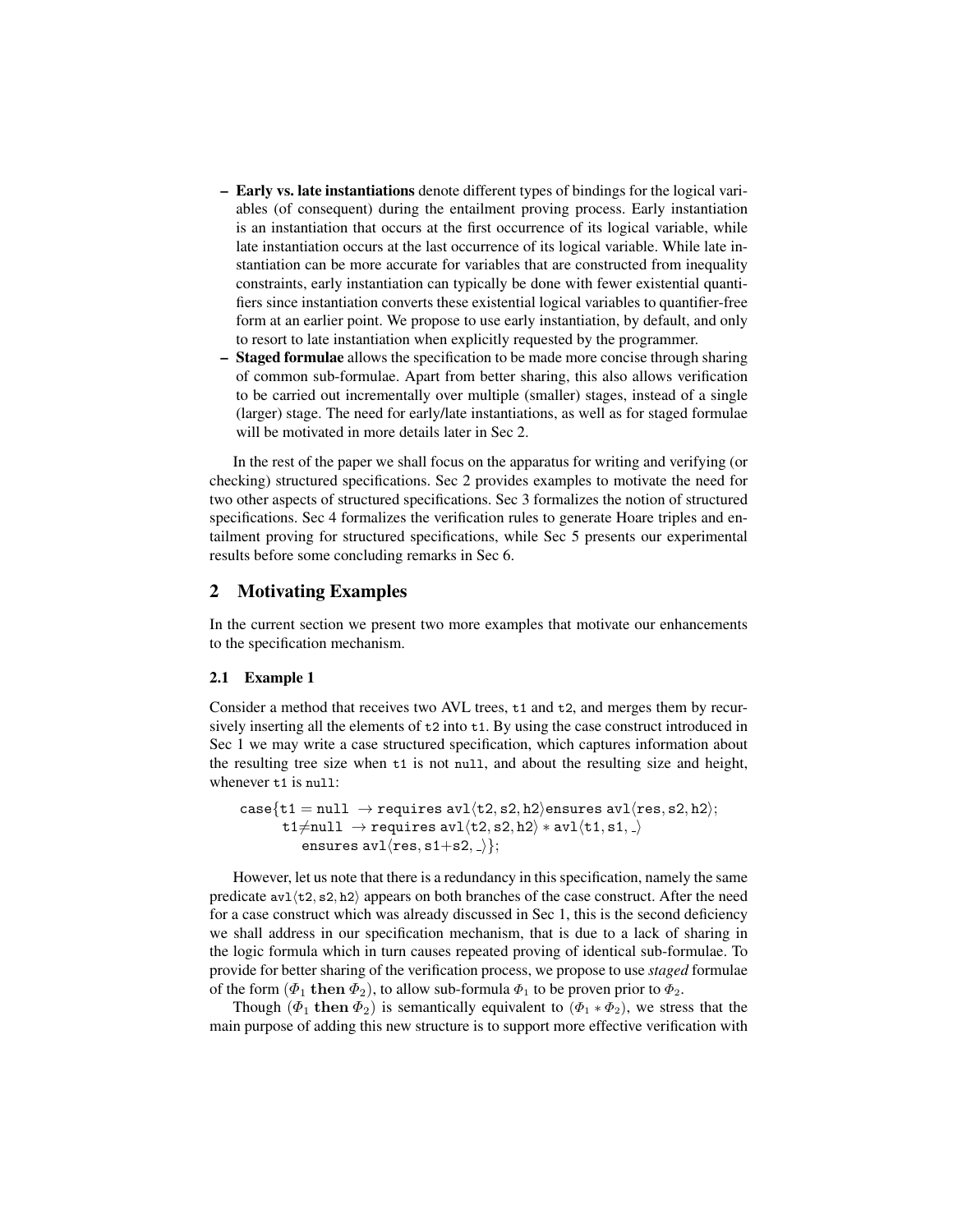- **Early vs. late instantiations** denote different types of bindings for the logical variables (of consequent) during the entailment proving process. Early instantiation is an instantiation that occurs at the first occurrence of its logical variable, while late instantiation occurs at the last occurrence of its logical variable. While late instantiation can be more accurate for variables that are constructed from inequality constraints, early instantiation can typically be done with fewer existential quantifiers since instantiation converts these existential logical variables to quantifier-free form at an earlier point. We propose to use early instantiation, by default, and only to resort to late instantiation when explicitly requested by the programmer.
- **Staged formulae** allows the specification to be made more concise through sharing of common sub-formulae. Apart from better sharing, this also allows verification to be carried out incrementally over multiple (smaller) stages, instead of a single (larger) stage. The need for early/late instantiations, as well as for staged formulae will be motivated in more details later in Sec 2.

In the rest of the paper we shall focus on the apparatus for writing and verifying (or checking) structured specifications. Sec 2 provides examples to motivate the need for two other aspects of structured specifications. Sec 3 formalizes the notion of structured specifications. Sec 4 formalizes the verification rules to generate Hoare triples and entailment proving for structured specifications, while Sec 5 presents our experimental results before some concluding remarks in Sec 6.

## 2 Motivating Examples

In the current section we present two more examples that motivate our enhancements to the specification mechanism.

### 2.1 Example 1

Consider a method that receives two AVL trees, `t1` and `t2`, and merges them by recursively inserting all the elements of `t2` into `t1`. By using the case construct introduced in Sec 1 we may write a case structured specification, which captures information about the resulting tree size when `t1` is not `null`, and about the resulting size and height, whenever `t1` is `null`:

$$
\begin{array}{l}
\texttt{case}\{\texttt{t1} = \texttt{null} \rightarrow \texttt{requires avl}\langle\texttt{t2},\texttt{s2},\texttt{h2}\rangle\texttt{ensures avl}\langle\texttt{res},\texttt{s2},\texttt{h2}\rangle;\\
\quad\;\; \texttt{t1}{\neq}\texttt{null} \rightarrow \texttt{requires avl}\langle\texttt{t2},\texttt{s2},\texttt{h2}\rangle * \texttt{avl}\langle\texttt{t1},\texttt{s1},\_\rangle\\
\quad\quad\quad \texttt{ensures avl}\langle\texttt{res},\texttt{s1}{+}\texttt{s2},\_\rangle\};
\end{array}
$$

However, let us note that there is a redundancy in this specification, namely the same predicate $\texttt{avl}\langle\texttt{t2},\texttt{s2},\texttt{h2}\rangle$ appears on both branches of the case construct. After the need for a case construct which was already discussed in Sec 1, this is the second deficiency we shall address in our specification mechanism, that is due to a lack of sharing in the logic formula which in turn causes repeated proving of identical sub-formulae. To provide for better sharing of the verification process, we propose to use *staged* formulae of the form $(\Phi_1 \textbf{ then } \Phi_2)$, to allow sub-formula $\Phi_1$ to be proven prior to $\Phi_2$.

Though $(\Phi_1 \textbf{ then } \Phi_2)$ is semantically equivalent to $(\Phi_1 * \Phi_2)$, we stress that the main purpose of adding this new structure is to support more effective verification with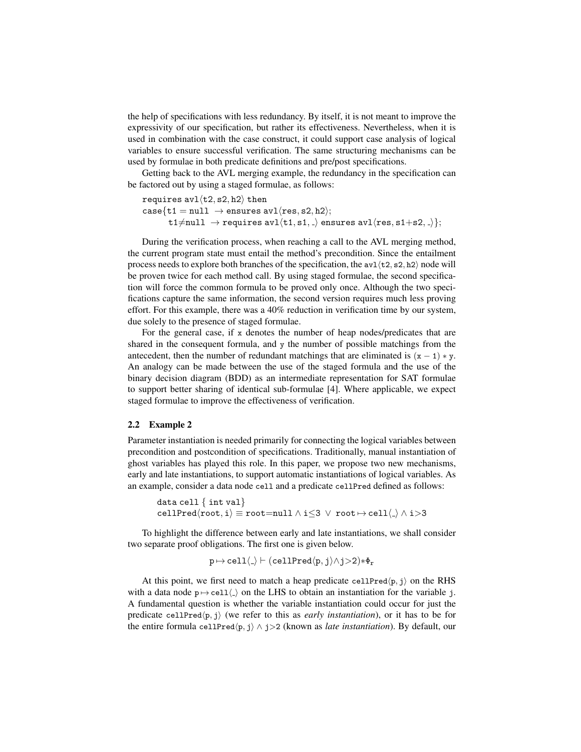the help of specifications with less redundancy. By itself, it is not meant to improve the expressivity of our specification, but rather its effectiveness. Nevertheless, when it is used in combination with the case construct, it could support case analysis of logical variables to ensure successful verification. The same structuring mechanisms can be used by formulae in both predicate definitions and pre/post specifications.

Getting back to the AVL merging example, the redundancy in the specification can be factored out by using a staged formulae, as follows:

$$
\begin{array}{l}
\texttt{requires avl}\langle \texttt{t2}, \texttt{s2}, \texttt{h2}\rangle \texttt{ then} \\
\texttt{case}\{\texttt{t1} = \texttt{null} \rightarrow \texttt{ensures avl}\langle \texttt{res}, \texttt{s2}, \texttt{h2}\rangle; \\
\quad\quad \texttt{t1}{\neq}\texttt{null} \rightarrow \texttt{requires avl}\langle \texttt{t1}, \texttt{s1}, \_\rangle \texttt{ ensures avl}\langle \texttt{res}, \texttt{s1}{+}\texttt{s2}, \_\rangle\};
\end{array}
$$

During the verification process, when reaching a call to the AVL merging method, the current program state must entail the method's precondition. Since the entailment process needs to explore both branches of the specification, the $\texttt{avl}\langle \texttt{t2}, \texttt{s2}, \texttt{h2}\rangle$ node will be proven twice for each method call. By using staged formulae, the second specification will force the common formula to be proved only once. Although the two specifications capture the same information, the second version requires much less proving effort. For this example, there was a 40% reduction in verification time by our system, due solely to the presence of staged formulae.

For the general case, if x denotes the number of heap nodes/predicates that are shared in the consequent formula, and y the number of possible matchings from the antecedent, then the number of redundant matchings that are eliminated is $(\texttt{x}-1)*\texttt{y}$. An analogy can be made between the use of the staged formula and the use of the binary decision diagram (BDD) as an intermediate representation for SAT formulae to support better sharing of identical sub-formulae [4]. Where applicable, we expect staged formulae to improve the effectiveness of verification.

### 2.2 Example 2

Parameter instantiation is needed primarily for connecting the logical variables between precondition and postcondition of specifications. Traditionally, manual instantiation of ghost variables has played this role. In this paper, we propose two new mechanisms, early and late instantiations, to support automatic instantiations of logical variables. As an example, consider a data node `cell` and a predicate `cellPred` defined as follows:

$$
\begin{array}{l}
\texttt{data cell } \{ \texttt{ int val}\} \\
\texttt{cellPred}\langle \texttt{root}, \texttt{i}\rangle \equiv \texttt{root}{=}\texttt{null} \wedge \texttt{i}{\leq}3 \ \vee \ \texttt{root} \mapsto \texttt{cell}\langle \_\rangle \wedge \texttt{i}{>}3
\end{array}
$$

To highlight the difference between early and late instantiations, we shall consider two separate proof obligations. The first one is given below.

$$\texttt{p} \mapsto \texttt{cell}\langle \_\rangle \vdash (\texttt{cellPred}\langle \texttt{p}, \texttt{j}\rangle {\wedge} \texttt{j}{>}2){*}\Phi_{\texttt{r}}$$

At this point, we first need to match a heap predicate $\texttt{cellPred}\langle \texttt{p}, \texttt{j}\rangle$ on the RHS with a data node $\texttt{p} \mapsto \texttt{cell}\langle \_\rangle$ on the LHS to obtain an instantiation for the variable j. A fundamental question is whether the variable instantiation could occur for just the predicate $\texttt{cellPred}\langle \texttt{p}, \texttt{j}\rangle$ (we refer to this as *early instantiation*), or it has to be for the entire formula $\texttt{cellPred}\langle \texttt{p}, \texttt{j}\rangle \wedge \texttt{j}{>}2$ (known as *late instantiation*). By default, our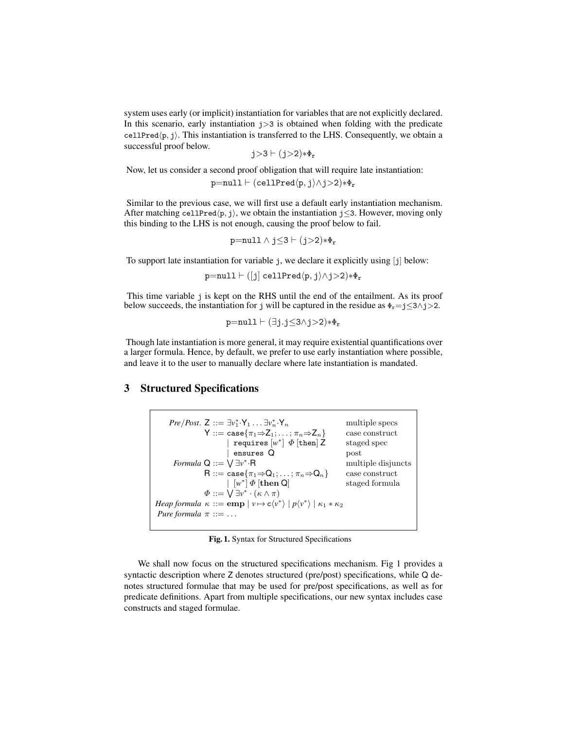system uses early (or implicit) instantiation for variables that are not explicitly declared. In this scenario, early instantiation $\texttt{j}{>}3$ is obtained when folding with the predicate $\texttt{cellPred}\langle\texttt{p},\texttt{j}\rangle$. This instantiation is transferred to the LHS. Consequently, we obtain a successful proof below.

$$\texttt{j}{>}3 \vdash (\texttt{j}{>}2){*}\Phi_r$$

Now, let us consider a second proof obligation that will require late instantiation:

$$\texttt{p}{=}\texttt{null} \vdash (\texttt{cellPred}\langle\texttt{p},\texttt{j}\rangle{\wedge}\texttt{j}{>}2){*}\Phi_r$$

Similar to the previous case, we will first use a default early instantiation mechanism. After matching $\texttt{cellPred}\langle\texttt{p},\texttt{j}\rangle$, we obtain the instantiation $\texttt{j}{\leq}3$. However, moving only this binding to the LHS is not enough, causing the proof below to fail.

$$\texttt{p}{=}\texttt{null} \wedge \texttt{j}{\leq}3 \vdash (\texttt{j}{>}2){*}\Phi_r$$

To support late instantiation for variable j, we declare it explicitly using [j] below:

$$\texttt{p}{=}\texttt{null} \vdash ([\texttt{j}]\ \texttt{cellPred}\langle\texttt{p},\texttt{j}\rangle{\wedge}\texttt{j}{>}2){*}\Phi_r$$

This time variable j is kept on the RHS until the end of the entailment. As its proof below succeeds, the instantiation for j will be captured in the residue as $\Phi_r{=}\texttt{j}{\leq}3{\wedge}\texttt{j}{>}2$.

$$\texttt{p}{=}\texttt{null} \vdash (\exists \texttt{j}.\texttt{j}{\leq}3{\wedge}\texttt{j}{>}2){*}\Phi_r$$

Though late instantiation is more general, it may require existential quantifications over a larger formula. Hence, by default, we prefer to use early instantiation where possible, and leave it to the user to manually declare where late instantiation is mandated.

## 3 Structured Specifications

| | | |
|---|---|---|
| *Pre/Post.* | $\mathsf{Z} ::= \exists v_1^*{\cdot}\mathsf{Y}_1 \ldots \exists v_n^*{\cdot}\mathsf{Y}_n$ | multiple specs |
| | $\mathsf{Y} ::= \texttt{case}\{\pi_1{\Rightarrow}\mathsf{Z}_1;\ldots;\pi_n{\Rightarrow}\mathsf{Z}_n\}$ | case construct |
| | $\mid\ \texttt{requires}\ [w^*]\ \Phi\ [\texttt{then}]\ \mathsf{Z}$ | staged spec |
| | $\mid\ \texttt{ensures}\ \mathsf{Q}$ | post |
| *Formula* | $\mathsf{Q} ::= \bigvee \exists v^*{\cdot}\mathsf{R}$ | multiple disjuncts |
| | $\mathsf{R} ::= \texttt{case}\{\pi_1{\Rightarrow}\mathsf{Q}_1;\ldots;\pi_n{\Rightarrow}\mathsf{Q}_n\}$ | case construct |
| | $\mid\ [w^*]\ \Phi\ [\textbf{then}\ \mathsf{Q}]$ | staged formula |
| | $\Phi ::= \bigvee \exists v^* \cdot (\kappa \wedge \pi)$ | |
| *Heap formula* | $\kappa ::= \mathbf{emp} \mid v{\mapsto}\mathsf{c}\langle v^*\rangle \mid p\langle v^*\rangle \mid \kappa_1 * \kappa_2$ | |
| *Pure formula* | $\pi ::= \ldots$ | |

**Fig. 1.** Syntax for Structured Specifications

We shall now focus on the structured specifications mechanism. Fig 1 provides a syntactic description where Z denotes structured (pre/post) specifications, while Q denotes structured formulae that may be used for pre/post specifications, as well as for predicate definitions. Apart from multiple specifications, our new syntax includes case constructs and staged formulae.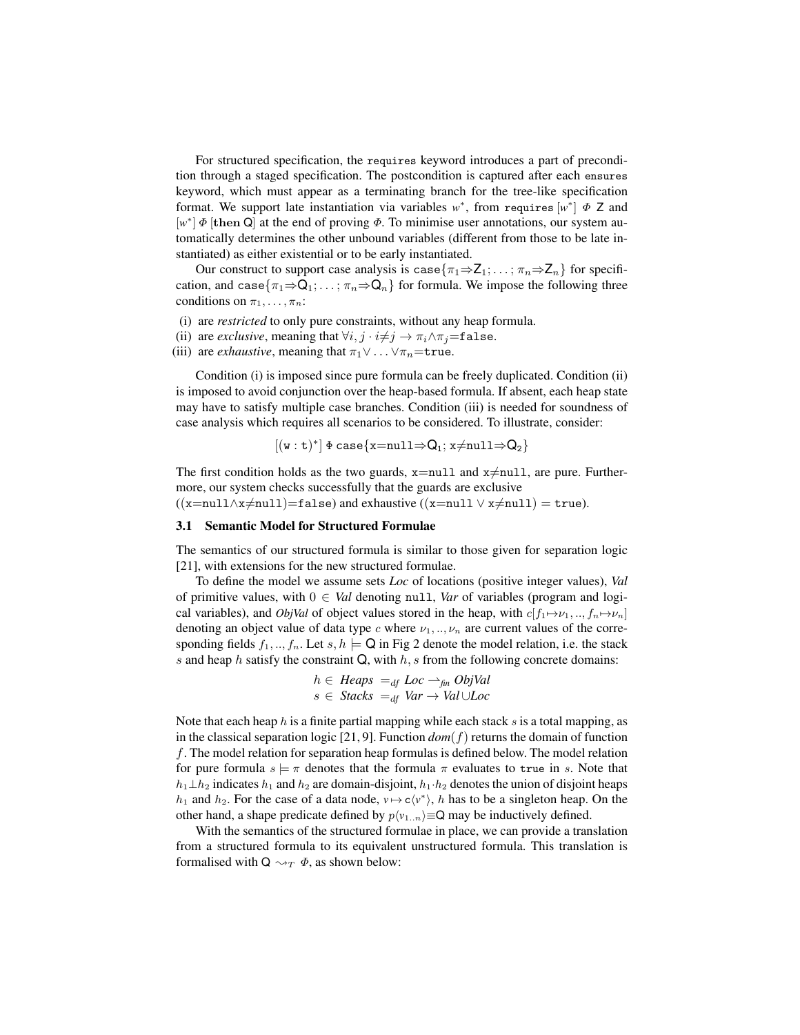For structured specification, the `requires` keyword introduces a part of precondition through a staged specification. The postcondition is captured after each `ensures` keyword, which must appear as a terminating branch for the tree-like specification format. We support late instantiation via variables $w^*$, from $\texttt{requires}\ [w^*]\ \Phi\ \mathsf{Z}$ and $[w^*]\ \Phi\ [\mathbf{then}\ \mathsf{Q}]$ at the end of proving $\Phi$. To minimise user annotations, our system automatically determines the other unbound variables (different from those to be late instantiated) as either existential or to be early instantiated.

Our construct to support case analysis is $\texttt{case}\{\pi_1{\Rightarrow}\mathsf{Z}_1; \ldots ; \pi_n{\Rightarrow}\mathsf{Z}_n\}$ for specification, and $\texttt{case}\{\pi_1{\Rightarrow}\mathsf{Q}_1; \ldots ; \pi_n{\Rightarrow}\mathsf{Q}_n\}$ for formula. We impose the following three conditions on $\pi_1, \ldots, \pi_n$:

- (i) are *restricted* to only pure constraints, without any heap formula.
- (ii) are *exclusive*, meaning that $\forall i, j \cdot i{\neq}j \rightarrow \pi_i{\wedge}\pi_j{=}\texttt{false}$.
- (iii) are *exhaustive*, meaning that $\pi_1{\vee} \ldots {\vee}\pi_n{=}\texttt{true}$.

Condition (i) is imposed since pure formula can be freely duplicated. Condition (ii) is imposed to avoid conjunction over the heap-based formula. If absent, each heap state may have to satisfy multiple case branches. Condition (iii) is needed for soundness of case analysis which requires all scenarios to be considered. To illustrate, consider:

$$[(\texttt{w} : \texttt{t})^*]\ \Phi\ \texttt{case}\{\texttt{x}{=}\texttt{null}{\Rightarrow}\mathsf{Q}_1; \texttt{x}{\neq}\texttt{null}{\Rightarrow}\mathsf{Q}_2\}$$

The first condition holds as the two guards, $\texttt{x}{=}\texttt{null}$ and $\texttt{x}{\neq}\texttt{null}$, are pure. Furthermore, our system checks successfully that the guards are exclusive $((\texttt{x}{=}\texttt{null}{\wedge}\texttt{x}{\neq}\texttt{null}){=}\texttt{false})$ and exhaustive $((\texttt{x}{=}\texttt{null} \vee \texttt{x}{\neq}\texttt{null}) = \texttt{true})$.

### 3.1 Semantic Model for Structured Formulae

The semantics of our structured formula is similar to those given for separation logic [21], with extensions for the new structured formulae.

To define the model we assume sets *Loc* of locations (positive integer values), *Val* of primitive values, with $0 \in$ *Val* denoting `null`, *Var* of variables (program and logical variables), and *ObjVal* of object values stored in the heap, with $c[f_1{\mapsto}\nu_1, .., f_n{\mapsto}\nu_n]$ denoting an object value of data type $c$ where $\nu_1, .., \nu_n$ are current values of the corresponding fields $f_1, .., f_n$. Let $s, h \models \mathsf{Q}$ in Fig 2 denote the model relation, i.e. the stack $s$ and heap $h$ satisfy the constraint $\mathsf{Q}$, with $h, s$ from the following concrete domains:

$$h \in \mathit{Heaps} =_{df} \mathit{Loc} \rightharpoonup_{\mathit{fin}} \mathit{ObjVal}$$
$$s \in \mathit{Stacks} =_{df} \mathit{Var} \rightarrow \mathit{Val} {\cup} \mathit{Loc}$$

Note that each heap $h$ is a finite partial mapping while each stack $s$ is a total mapping, as in the classical separation logic [21, 9]. Function $\mathit{dom}(f)$ returns the domain of function $f$. The model relation for separation heap formulas is defined below. The model relation for pure formula $s \models \pi$ denotes that the formula $\pi$ evaluates to `true` in $s$. Note that $h_1{\perp}h_2$ indicates $h_1$ and $h_2$ are domain-disjoint, $h_1{\cdot}h_2$ denotes the union of disjoint heaps $h_1$ and $h_2$. For the case of a data node, $v{\mapsto}\texttt{c}\langle v^*\rangle$, $h$ has to be a singleton heap. On the other hand, a shape predicate defined by $p\langle v_{1..n}\rangle{\equiv}\mathsf{Q}$ may be inductively defined.

With the semantics of the structured formulae in place, we can provide a translation from a structured formula to its equivalent unstructured formula. This translation is formalised with $\mathsf{Q} \leadsto_T \Phi$, as shown below: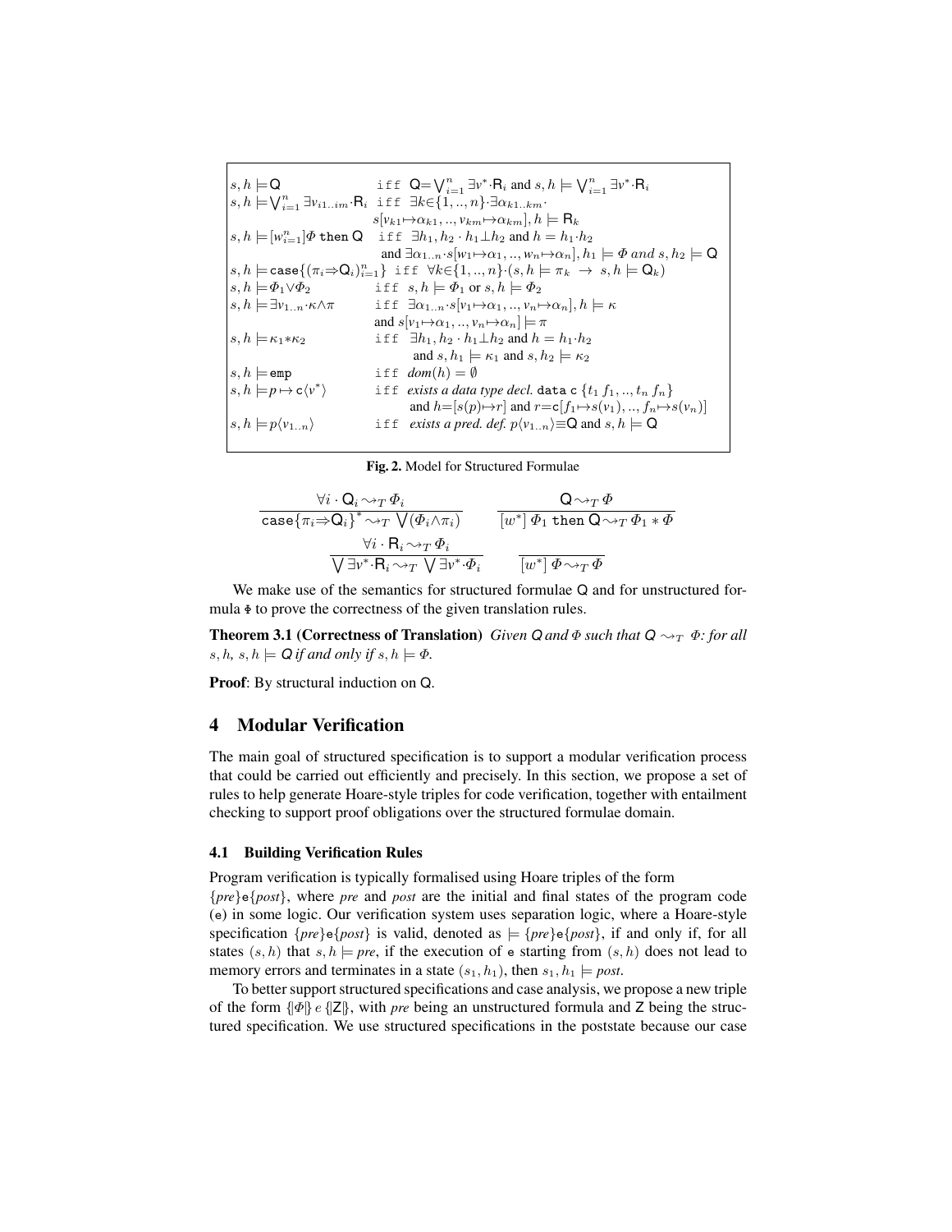$$
\begin{array}{lll}
s, h \models \mathsf{Q} & \texttt{iff} & \mathsf{Q}{=}\bigvee_{i=1}^{n} \exists v^{*}{\cdot}\mathsf{R}_i \text{ and } s, h \models \bigvee_{i=1}^{n} \exists v^{*}{\cdot}\mathsf{R}_i \\
s, h \models \bigvee_{i=1}^{n} \exists v_{i1..im}{\cdot}\mathsf{R}_i & \texttt{iff} & \exists k{\in}\{1,..,n\}{\cdot}\exists \alpha_{k1..km}{\cdot} \\
 & & s[v_{k1}{\mapsto}\alpha_{k1},..,v_{km}{\mapsto}\alpha_{km}], h \models \mathsf{R}_k \\
s, h \models [w_{i=1}^{n}]\Phi \texttt{ then } \mathsf{Q} & \texttt{iff} & \exists h_1, h_2 \cdot h_1 \bot h_2 \text{ and } h = h_1{\cdot}h_2 \\
 & & \text{and } \exists \alpha_{1..n}{\cdot}s[w_1{\mapsto}\alpha_1,..,w_n{\mapsto}\alpha_n], h_1 \models \Phi \textit{ and } s, h_2 \models \mathsf{Q} \\
s, h \models \texttt{case}\{(\pi_i{\Rightarrow}\mathsf{Q}_i)_{i=1}^{n}\} & \texttt{iff} & \forall k{\in}\{1,..,n\}{\cdot}(s, h \models \pi_k \rightarrow s, h \models \mathsf{Q}_k) \\
s, h \models \Phi_1{\vee}\Phi_2 & \texttt{iff} & s, h \models \Phi_1 \text{ or } s, h \models \Phi_2 \\
s, h \models \exists v_{1..n}{\cdot}\kappa{\wedge}\pi & \texttt{iff} & \exists \alpha_{1..n}{\cdot}s[v_1{\mapsto}\alpha_1,..,v_n{\mapsto}\alpha_n], h \models \kappa \\
 & & \text{and } s[v_1{\mapsto}\alpha_1,..,v_n{\mapsto}\alpha_n] \models \pi \\
s, h \models \kappa_1{*}\kappa_2 & \texttt{iff} & \exists h_1, h_2 \cdot h_1 \bot h_2 \text{ and } h = h_1{\cdot}h_2 \\
 & & \text{and } s, h_1 \models \kappa_1 \text{ and } s, h_2 \models \kappa_2 \\
s, h \models \texttt{emp} & \texttt{iff} & \textit{dom}(h) = \emptyset \\
s, h \models p \mapsto \mathtt{c}\langle v^{*}\rangle & \texttt{iff} & \textit{exists a data type decl. } \texttt{data c } \{t_1\, f_1,..,t_n\, f_n\} \\
 & & \text{and } h{=}[s(p){\mapsto}r] \text{ and } r{=}\mathtt{c}[f_1{\mapsto}s(v_1),..,f_n{\mapsto}s(v_n)] \\
s, h \models p\langle v_{1..n}\rangle & \texttt{iff} & \textit{exists a pred. def. } p\langle v_{1..n}\rangle{\equiv}\mathsf{Q} \text{ and } s, h \models \mathsf{Q}
\end{array}
$$

**Fig. 2.** Model for Structured Formulae

$$
\frac{\forall i \cdot \mathsf{Q}_i \leadsto_T \Phi_i}{\texttt{case}\{\pi_i{\Rightarrow}\mathsf{Q}_i\}^{*} \leadsto_T \bigvee(\Phi_i{\wedge}\pi_i)}
\qquad
\frac{\mathsf{Q} \leadsto_T \Phi}{[w^{*}]\,\Phi_1 \texttt{ then } \mathsf{Q} \leadsto_T \Phi_1 * \Phi}
$$

$$
\frac{\forall i \cdot \mathsf{R}_i \leadsto_T \Phi_i}{\bigvee \exists v^{*}{\cdot}\mathsf{R}_i \leadsto_T \bigvee \exists v^{*}{\cdot}\Phi_i}
\qquad
\frac{}{[w^{*}]\,\Phi \leadsto_T \Phi}
$$

We make use of the semantics for structured formulae Q and for unstructured formula Φ to prove the correctness of the given translation rules.

**Theorem 3.1 (Correctness of Translation)** *Given Q and $\Phi$ such that $Q \leadsto_T \Phi$: for all $s, h$, $s, h \models Q$ if and only if $s, h \models \Phi$.*

**Proof**: By structural induction on Q.

## 4 Modular Verification

The main goal of structured specification is to support a modular verification process that could be carried out efficiently and precisely. In this section, we propose a set of rules to help generate Hoare-style triples for code verification, together with entailment checking to support proof obligations over the structured formulae domain.

### 4.1 Building Verification Rules

Program verification is typically formalised using Hoare triples of the form $\{pre\}\mathtt{e}\{post\}$, where *pre* and *post* are the initial and final states of the program code (e) in some logic. Our verification system uses separation logic, where a Hoare-style specification $\{pre\}\mathtt{e}\{post\}$ is valid, denoted as $\models \{pre\}\mathtt{e}\{post\}$, if and only if, for all states $(s, h)$ that $s, h \models pre$, if the execution of e starting from $(s, h)$ does not lead to memory errors and terminates in a state $(s_1, h_1)$, then $s_1, h_1 \models post$.

To better support structured specifications and case analysis, we propose a new triple of the form $\{\!|\Phi|\!\}\, e\, \{\!|\mathsf{Z}|\!\}$, with *pre* being an unstructured formula and Z being the structured specification. We use structured specifications in the poststate because our case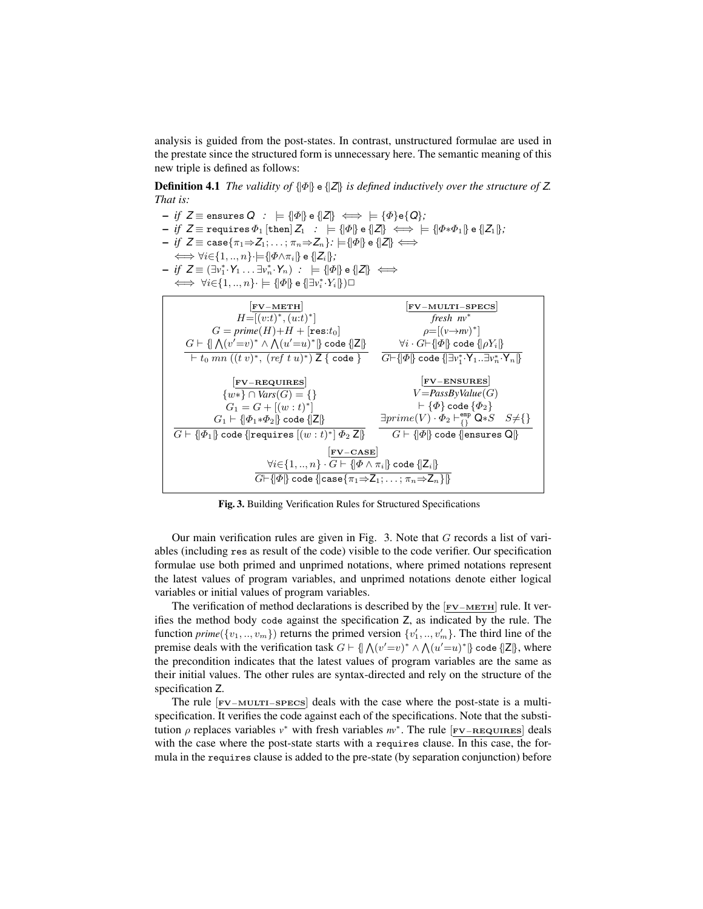analysis is guided from the post-states. In contrast, unstructured formulae are used in the prestate since the structured form is unnecessary here. The semantic meaning of this new triple is defined as follows:

**Definition 4.1** *The validity of* $\{\!|\Phi|\!\}\ \mathtt{e}\ \{\!|Z|\!\}$ *is defined inductively over the structure of* $Z$*. That is:*

- *if* $Z \equiv \mathtt{ensures}\ Q\ :\ \models \{\!|\Phi|\!\}\ \mathtt{e}\ \{\!|Z|\!\} \iff \models \{\Phi\}\mathtt{e}\{Q\}$;
- *if* $Z \equiv \mathtt{requires}\ \Phi_1\ [\mathtt{then}]\ Z_1\ :\ \models \{\!|\Phi|\!\}\ \mathtt{e}\ \{\!|Z|\!\} \iff \models \{\!|\Phi{*}\Phi_1|\!\}\ \mathtt{e}\ \{\!|Z_1|\!\}$;
- *if* $Z \equiv \mathtt{case}\{\pi_1{\Rightarrow}Z_1; \ldots; \pi_n{\Rightarrow}Z_n\}$: $\models \{\!|\Phi|\!\}\ \mathtt{e}\ \{\!|Z|\!\} \iff$ $\iff \forall i{\in}\{1,..,n\}{\cdot}\models \{\!|\Phi{\wedge}\pi_i|\!\}\ \mathtt{e}\ \{\!|Z_i|\!\}$;
- *if* $Z \equiv (\exists v_1^*{\cdot}Y_1 \ldots \exists v_n^*{\cdot}Y_n)\ :\ \models \{\!|\Phi|\!\}\ \mathtt{e}\ \{\!|Z|\!\} \iff$ $\iff \forall i{\in}\{1,..,n\}{\cdot} \models \{\!|\Phi|\!\}\ \mathtt{e}\ \{\!|\exists v_i^*{\cdot}Y_i|\!\}$)□

$$[\mathbf{FV{-}METH}]\quad \frac{H{=}[(v{:}t)^*,(u{:}t)^*] \quad G = prime(H){+}H + [\mathtt{res}{:}t_0] \quad G \vdash \{\!|\ \bigwedge(v'{=}v)^* \wedge \bigwedge(u'{=}u)^*|\!\}\ \mathtt{code}\ \{\!|Z|\!\}}{\vdash t_0\ mn\ ((t\ v)^*,\ (ref\ t\ u)^*)\ Z\ \{\ \mathtt{code}\ \}}$$

$$[\mathbf{FV{-}MULTI{-}SPECS}]\quad \frac{fresh\ nv^* \quad \rho{=}[(v{\rightarrow}nv)^*] \quad \forall i \cdot G{\vdash}\{\!|\Phi|\!\}\ \mathtt{code}\ \{\!|\rho Y_i|\!\}}{G{\vdash}\{\!|\Phi|\!\}\ \mathtt{code}\ \{\!|\exists v_1^*{\cdot}Y_1..\exists v_n^*{\cdot}Y_n|\!\}}$$

$$[\mathbf{FV{-}REQUIRES}]\quad \frac{\{w*\} \cap Vars(G) = \{\} \quad G_1 = G + [(w:t)^*] \quad G_1 \vdash \{\!|\Phi_1{*}\Phi_2|\!\}\ \mathtt{code}\ \{\!|Z|\!\}}{G \vdash \{\!|\Phi_1|\!\}\ \mathtt{code}\ \{\!|\mathtt{requires}\ [(w:t)^*]\ \Phi_2\ Z|\!\}}$$

$$[\mathbf{FV{-}ENSURES}]\quad \frac{V{=}PassByValue(G) \quad \vdash \{\Phi\}\ \mathtt{code}\ \{\Phi_2\} \quad \exists prime(V)\cdot\Phi_2 \vdash^{\mathtt{emp}}_{\{\}} Q{*}S \quad S{\neq}\{\}}{G \vdash \{\!|\Phi|\!\}\ \mathtt{code}\ \{\!|\mathtt{ensures}\ Q|\!\}}$$

$$[\mathbf{FV{-}CASE}]\quad \frac{\forall i{\in}\{1,..,n\} \cdot G \vdash \{\!|\Phi \wedge \pi_i|\!\}\ \mathtt{code}\ \{\!|Z_i|\!\}}{G{\vdash}\{\!|\Phi|\!\}\ \mathtt{code}\ \{\!|\mathtt{case}\{\pi_1{\Rightarrow}Z_1; \ldots; \pi_n{\Rightarrow}Z_n\}|\!\}}$$

**Fig. 3.** Building Verification Rules for Structured Specifications

Our main verification rules are given in Fig. 3. Note that $G$ records a list of variables (including `res` as result of the code) visible to the code verifier. Our specification formulae use both primed and unprimed notations, where primed notations represent the latest values of program variables, and unprimed notations denote either logical variables or initial values of program variables.

The verification of method declarations is described by the $[\mathbf{FV{-}METH}]$ rule. It verifies the method body `code` against the specification $Z$, as indicated by the rule. The function $prime(\{v_1,..,v_m\})$ returns the primed version $\{v_1',..,v_m'\}$. The third line of the premise deals with the verification task $G \vdash \{\!|\ \bigwedge(v'{=}v)^* \wedge \bigwedge(u'{=}u)^*|\!\}\ \mathtt{code}\ \{\!|Z|\!\}$, where the precondition indicates that the latest values of program variables are the same as their initial values. The other rules are syntax-directed and rely on the structure of the specification $Z$.

The rule $[\mathbf{FV{-}MULTI{-}SPECS}]$ deals with the case where the post-state is a multi-specification. It verifies the code against each of the specifications. Note that the substitution $\rho$ replaces variables $v^*$ with fresh variables $nv^*$. The rule $[\mathbf{FV{-}REQUIRES}]$ deals with the case where the post-state starts with a `requires` clause. In this case, the formula in the `requires` clause is added to the pre-state (by separation conjunction) before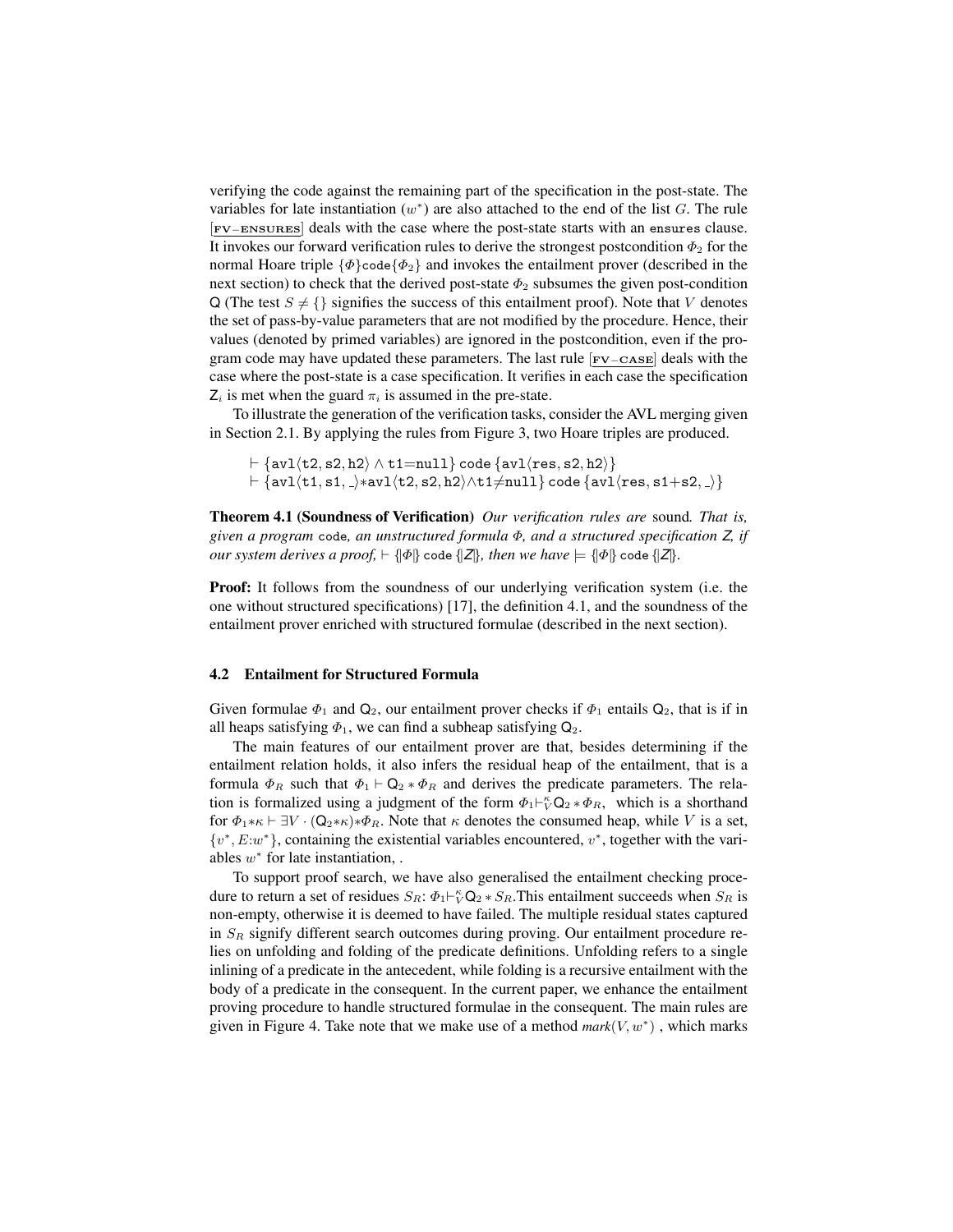verifying the code against the remaining part of the specification in the post-state. The variables for late instantiation ($w^*$) are also attached to the end of the list $G$. The rule [FV−ENSURES] deals with the case where the post-state starts with an `ensures` clause. It invokes our forward verification rules to derive the strongest postcondition $\Phi_2$ for the normal Hoare triple $\{\Phi\}\texttt{code}\{\Phi_2\}$ and invokes the entailment prover (described in the next section) to check that the derived post-state $\Phi_2$ subsumes the given post-condition $\mathsf{Q}$ (The test $S \neq \{\}$ signifies the success of this entailment proof). Note that $V$ denotes the set of pass-by-value parameters that are not modified by the procedure. Hence, their values (denoted by primed variables) are ignored in the postcondition, even if the program code may have updated these parameters. The last rule [FV−CASE] deals with the case where the post-state is a case specification. It verifies in each case the specification $\mathsf{Z}_i$ is met when the guard $\pi_i$ is assumed in the pre-state.

To illustrate the generation of the verification tasks, consider the AVL merging given in Section 2.1. By applying the rules from Figure 3, two Hoare triples are produced.

$$\vdash \{\texttt{avl}\langle\texttt{t2},\texttt{s2},\texttt{h2}\rangle \wedge \texttt{t1}{=}\texttt{null}\}\ \texttt{code}\ \{\texttt{avl}\langle\texttt{res},\texttt{s2},\texttt{h2}\rangle\}$$
$$\vdash \{\texttt{avl}\langle\texttt{t1},\texttt{s1},\_\rangle{*}\texttt{avl}\langle\texttt{t2},\texttt{s2},\texttt{h2}\rangle{\wedge}\texttt{t1}{\neq}\texttt{null}\}\ \texttt{code}\ \{\texttt{avl}\langle\texttt{res},\texttt{s1}{+}\texttt{s2},\_\rangle\}$$

**Theorem 4.1 (Soundness of Verification)** *Our verification rules are* sound*. That is, given a program* `code`*, an unstructured formula $\Phi$, and a structured specification $\mathsf{Z}$, if our system derives a proof,* $\vdash \{\!|\Phi|\!\}\ \texttt{code}\ \{\!|\mathsf{Z}|\!\}$*, then we have* $\models \{\!|\Phi|\!\}\ \texttt{code}\ \{\!|\mathsf{Z}|\!\}$.

**Proof:** It follows from the soundness of our underlying verification system (i.e. the one without structured specifications) [17], the definition 4.1, and the soundness of the entailment prover enriched with structured formulae (described in the next section).

### 4.2 Entailment for Structured Formula

Given formulae $\Phi_1$ and $\mathsf{Q}_2$, our entailment prover checks if $\Phi_1$ entails $\mathsf{Q}_2$, that is if in all heaps satisfying $\Phi_1$, we can find a subheap satisfying $\mathsf{Q}_2$.

The main features of our entailment prover are that, besides determining if the entailment relation holds, it also infers the residual heap of the entailment, that is a formula $\Phi_R$ such that $\Phi_1 \vdash \mathsf{Q}_2 * \Phi_R$ and derives the predicate parameters. The relation is formalized using a judgment of the form $\Phi_1 \vdash^{\kappa}_{V} \mathsf{Q}_2 * \Phi_R$, which is a shorthand for $\Phi_1{*}\kappa \vdash \exists V \cdot (\mathsf{Q}_2{*}\kappa){*}\Phi_R$. Note that $\kappa$ denotes the consumed heap, while $V$ is a set, $\{v^*, E{:}w^*\}$, containing the existential variables encountered, $v^*$, together with the variables $w^*$ for late instantiation, .

To support proof search, we have also generalised the entailment checking procedure to return a set of residues $S_R$: $\Phi_1 \vdash^{\kappa}_{V} \mathsf{Q}_2 * S_R$.This entailment succeeds when $S_R$ is non-empty, otherwise it is deemed to have failed. The multiple residual states captured in $S_R$ signify different search outcomes during proving. Our entailment procedure relies on unfolding and folding of the predicate definitions. Unfolding refers to a single inlining of a predicate in the antecedent, while folding is a recursive entailment with the body of a predicate in the consequent. In the current paper, we enhance the entailment proving procedure to handle structured formulae in the consequent. The main rules are given in Figure 4. Take note that we make use of a method $\mathit{mark}(V, w^*)$ , which marks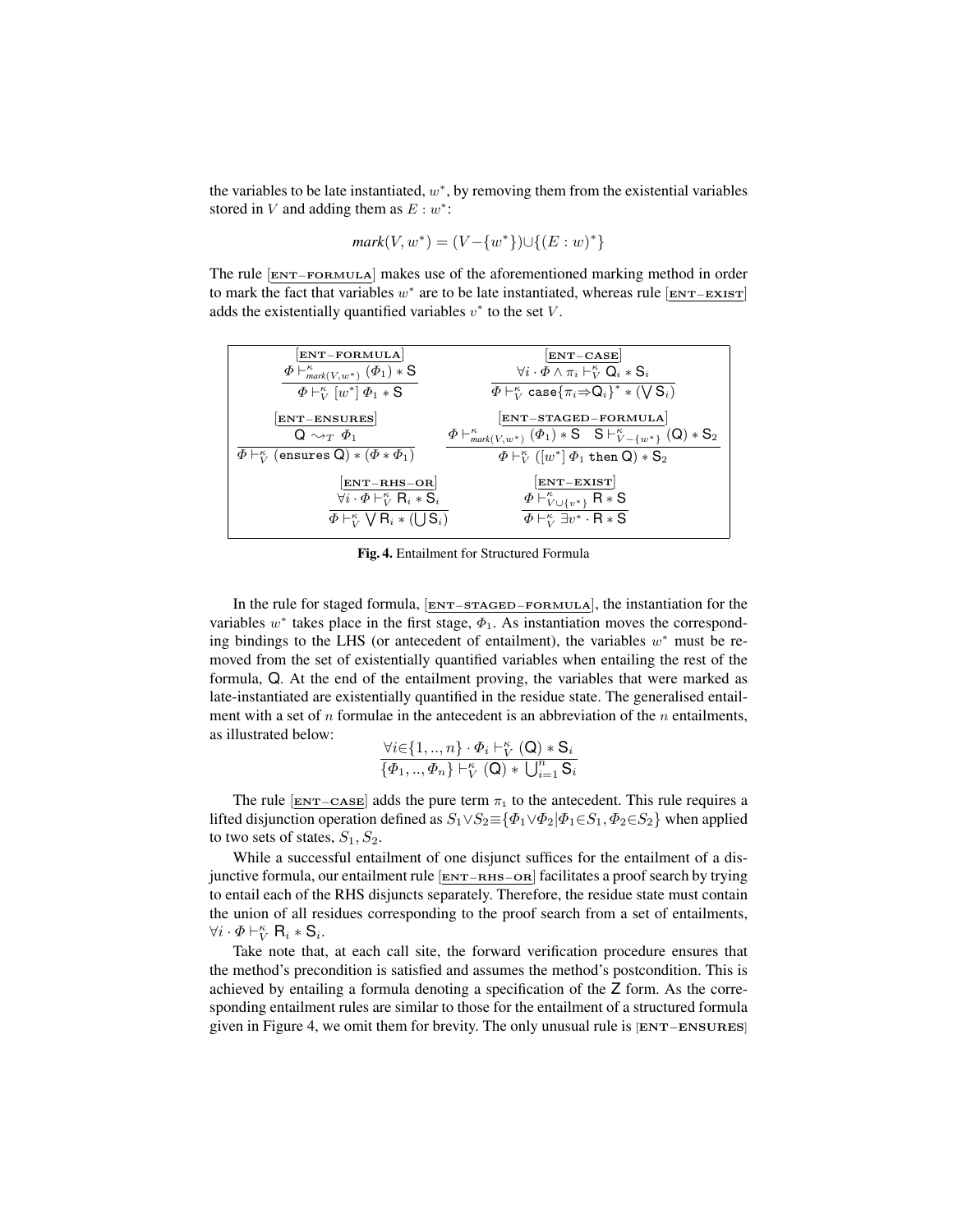the variables to be late instantiated, $w^*$, by removing them from the existential variables stored in $V$ and adding them as $E : w^*$:

$$mark(V, w^*) = (V - \{w^*\}) \cup \{(E : w)^*\}$$

The rule [ENT−FORMULA] makes use of the aforementioned marking method in order to mark the fact that variables $w^*$ are to be late instantiated, whereas rule [ENT−EXIST] adds the existentially quantified variables $v^*$ to the set $V$.

$$\textsf{[ENT-FORMULA]}\quad \frac{\Phi \vdash^{\kappa}_{mark(V,w^*)} (\Phi_1) * \mathsf{S}}{\Phi \vdash^{\kappa}_{V} [w^*]\, \Phi_1 * \mathsf{S}}
\qquad
\textsf{[ENT-CASE]}\quad \frac{\forall i \cdot \Phi \wedge \pi_i \vdash^{\kappa}_{V} \mathsf{Q}_i * \mathsf{S}_i}{\Phi \vdash^{\kappa}_{V} \texttt{case}\{\pi_i \Rightarrow \mathsf{Q}_i\}^* * (\bigvee \mathsf{S}_i)}$$

$$\textsf{[ENT-ENSURES]}\quad \frac{\mathsf{Q} \rightsquigarrow_T \Phi_1}{\Phi \vdash^{\kappa}_{V} (\texttt{ensures}\ \mathsf{Q}) * (\Phi * \Phi_1)}
\qquad
\textsf{[ENT-STAGED-FORMULA]}\quad \frac{\Phi \vdash^{\kappa}_{mark(V,w^*)} (\Phi_1) * \mathsf{S} \quad \mathsf{S} \vdash^{\kappa}_{V-\{w^*\}} (\mathsf{Q}) * \mathsf{S}_2}{\Phi \vdash^{\kappa}_{V} ([w^*]\, \Phi_1\ \texttt{then}\ \mathsf{Q}) * \mathsf{S}_2}$$

$$\textsf{[ENT-RHS-OR]}\quad \frac{\forall i \cdot \Phi \vdash^{\kappa}_{V} \mathsf{R}_i * \mathsf{S}_i}{\Phi \vdash^{\kappa}_{V} \bigvee \mathsf{R}_i * (\bigcup \mathsf{S}_i)}
\qquad
\textsf{[ENT-EXIST]}\quad \frac{\Phi \vdash^{\kappa}_{V \cup \{v^*\}} \mathsf{R} * \mathsf{S}}{\Phi \vdash^{\kappa}_{V} \exists v^* \cdot \mathsf{R} * \mathsf{S}}$$

**Fig. 4.** Entailment for Structured Formula

In the rule for staged formula, [ENT−STAGED−FORMULA], the instantiation for the variables $w^*$ takes place in the first stage, $\Phi_1$. As instantiation moves the corresponding bindings to the LHS (or antecedent of entailment), the variables $w^*$ must be removed from the set of existentially quantified variables when entailing the rest of the formula, $\mathsf{Q}$. At the end of the entailment proving, the variables that were marked as late-instantiated are existentially quantified in the residue state. The generalised entailment with a set of $n$ formulae in the antecedent is an abbreviation of the $n$ entailments, as illustrated below:

$$\frac{\forall i \in \{1, .., n\} \cdot \Phi_i \vdash^{\kappa}_{V} (\mathsf{Q}) * \mathsf{S}_i}{\{\Phi_1, .., \Phi_n\} \vdash^{\kappa}_{V} (\mathsf{Q}) * \bigcup_{i=1}^{n} \mathsf{S}_i}$$

The rule [ENT−CASE] adds the pure term $\pi_i$ to the antecedent. This rule requires a lifted disjunction operation defined as $S_1 \vee S_2 \equiv \{\Phi_1 \vee \Phi_2 | \Phi_1 \in S_1, \Phi_2 \in S_2\}$ when applied to two sets of states, $S_1, S_2$.

While a successful entailment of one disjunct suffices for the entailment of a disjunctive formula, our entailment rule [ENT−RHS−OR] facilitates a proof search by trying to entail each of the RHS disjuncts separately. Therefore, the residue state must contain the union of all residues corresponding to the proof search from a set of entailments, $\forall i \cdot \Phi \vdash^{\kappa}_{V} \mathsf{R}_i * \mathsf{S}_i$.

Take note that, at each call site, the forward verification procedure ensures that the method's precondition is satisfied and assumes the method's postcondition. This is achieved by entailing a formula denoting a specification of the $\mathsf{Z}$ form. As the corresponding entailment rules are similar to those for the entailment of a structured formula given in Figure 4, we omit them for brevity. The only unusual rule is [ENT−ENSURES]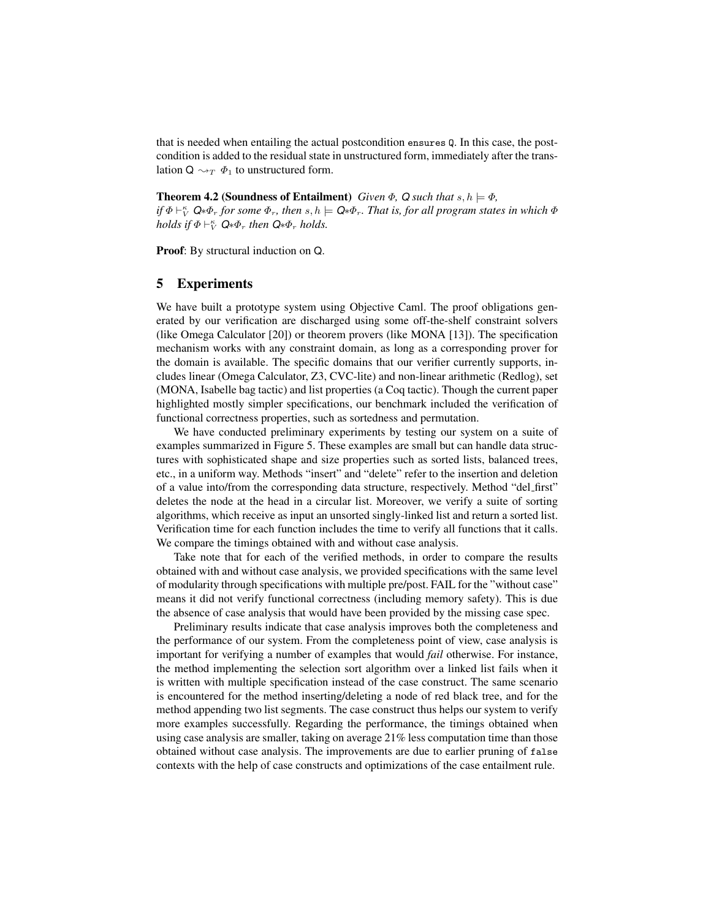that is needed when entailing the actual postcondition `ensures Q`. In this case, the postcondition is added to the residual state in unstructured form, immediately after the translation $\mathsf{Q} \leadsto_T \Phi_1$ to unstructured form.

**Theorem 4.2 (Soundness of Entailment)** *Given $\Phi$, $\mathsf{Q}$ such that $s, h \models \Phi$, if $\Phi \vdash_V^{\kappa} \mathsf{Q}{*}\Phi_r$ for some $\Phi_r$, then $s, h \models \mathsf{Q}{*}\Phi_r$. That is, for all program states in which $\Phi$ holds if $\Phi \vdash_V^{\kappa} \mathsf{Q}{*}\Phi_r$ then $\mathsf{Q}{*}\Phi_r$ holds.*

**Proof**: By structural induction on $\mathsf{Q}$.

## 5 Experiments

We have built a prototype system using Objective Caml. The proof obligations generated by our verification are discharged using some off-the-shelf constraint solvers (like Omega Calculator [20]) or theorem provers (like MONA [13]). The specification mechanism works with any constraint domain, as long as a corresponding prover for the domain is available. The specific domains that our verifier currently supports, includes linear (Omega Calculator, Z3, CVC-lite) and non-linear arithmetic (Redlog), set (MONA, Isabelle bag tactic) and list properties (a Coq tactic). Though the current paper highlighted mostly simpler specifications, our benchmark included the verification of functional correctness properties, such as sortedness and permutation.

We have conducted preliminary experiments by testing our system on a suite of examples summarized in Figure 5. These examples are small but can handle data structures with sophisticated shape and size properties such as sorted lists, balanced trees, etc., in a uniform way. Methods "insert" and "delete" refer to the insertion and deletion of a value into/from the corresponding data structure, respectively. Method "del_first" deletes the node at the head in a circular list. Moreover, we verify a suite of sorting algorithms, which receive as input an unsorted singly-linked list and return a sorted list. Verification time for each function includes the time to verify all functions that it calls. We compare the timings obtained with and without case analysis.

Take note that for each of the verified methods, in order to compare the results obtained with and without case analysis, we provided specifications with the same level of modularity through specifications with multiple pre/post. FAIL for the "without case" means it did not verify functional correctness (including memory safety). This is due the absence of case analysis that would have been provided by the missing case spec.

Preliminary results indicate that case analysis improves both the completeness and the performance of our system. From the completeness point of view, case analysis is important for verifying a number of examples that would *fail* otherwise. For instance, the method implementing the selection sort algorithm over a linked list fails when it is written with multiple specification instead of the case construct. The same scenario is encountered for the method inserting/deleting a node of red black tree, and for the method appending two list segments. The case construct thus helps our system to verify more examples successfully. Regarding the performance, the timings obtained when using case analysis are smaller, taking on average 21% less computation time than those obtained without case analysis. The improvements are due to earlier pruning of `false` contexts with the help of case constructs and optimizations of the case entailment rule.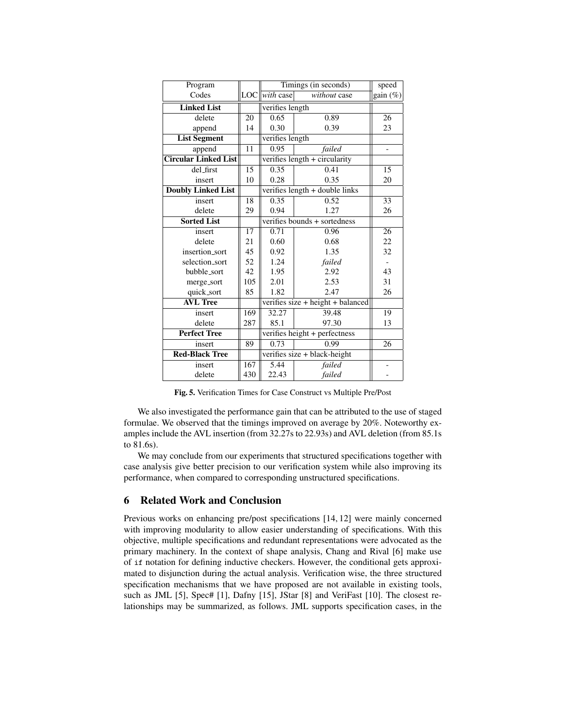| Program Codes | LOC | Timings (in seconds) *with* case | *without* case | speed gain (%) |
|---|---|---|---|---|
| **Linked List** | | verifies length | | |
| delete | 20 | 0.65 | 0.89 | 26 |
| append | 14 | 0.30 | 0.39 | 23 |
| **List Segment** | | verifies length | | |
| append | 11 | 0.95 | *failed* | - |
| **Circular Linked List** | | verifies length + circularity | | |
| del_first | 15 | 0.35 | 0.41 | 15 |
| insert | 10 | 0.28 | 0.35 | 20 |
| **Doubly Linked List** | | verifies length + double links | | |
| insert | 18 | 0.35 | 0.52 | 33 |
| delete | 29 | 0.94 | 1.27 | 26 |
| **Sorted List** | | verifies bounds + sortedness | | |
| insert | 17 | 0.71 | 0.96 | 26 |
| delete | 21 | 0.60 | 0.68 | 22 |
| insertion_sort | 45 | 0.92 | 1.35 | 32 |
| selection_sort | 52 | 1.24 | *failed* | - |
| bubble_sort | 42 | 1.95 | 2.92 | 43 |
| merge_sort | 105 | 2.01 | 2.53 | 31 |
| quick_sort | 85 | 1.82 | 2.47 | 26 |
| **AVL Tree** | | verifies size + height + balanced | | |
| insert | 169 | 32.27 | 39.48 | 19 |
| delete | 287 | 85.1 | 97.30 | 13 |
| **Perfect Tree** | | verifies height + perfectness | | |
| insert | 89 | 0.73 | 0.99 | 26 |
| **Red-Black Tree** | | verifies size + black-height | | |
| insert | 167 | 5.44 | *failed* | - |
| delete | 430 | 22.43 | *failed* | - |

**Fig. 5.** Verification Times for Case Construct vs Multiple Pre/Post

We also investigated the performance gain that can be attributed to the use of staged formulae. We observed that the timings improved on average by 20%. Noteworthy examples include the AVL insertion (from 32.27s to 22.93s) and AVL deletion (from 85.1s to 81.6s).

We may conclude from our experiments that structured specifications together with case analysis give better precision to our verification system while also improving its performance, when compared to corresponding unstructured specifications.

## 6 Related Work and Conclusion

Previous works on enhancing pre/post specifications [14, 12] were mainly concerned with improving modularity to allow easier understanding of specifications. With this objective, multiple specifications and redundant representations were advocated as the primary machinery. In the context of shape analysis, Chang and Rival [6] make use of `if` notation for defining inductive checkers. However, the conditional gets approximated to disjunction during the actual analysis. Verification wise, the three structured specification mechanisms that we have proposed are not available in existing tools, such as JML [5], Spec# [1], Dafny [15], JStar [8] and VeriFast [10]. The closest relationships may be summarized, as follows. JML supports specification cases, in the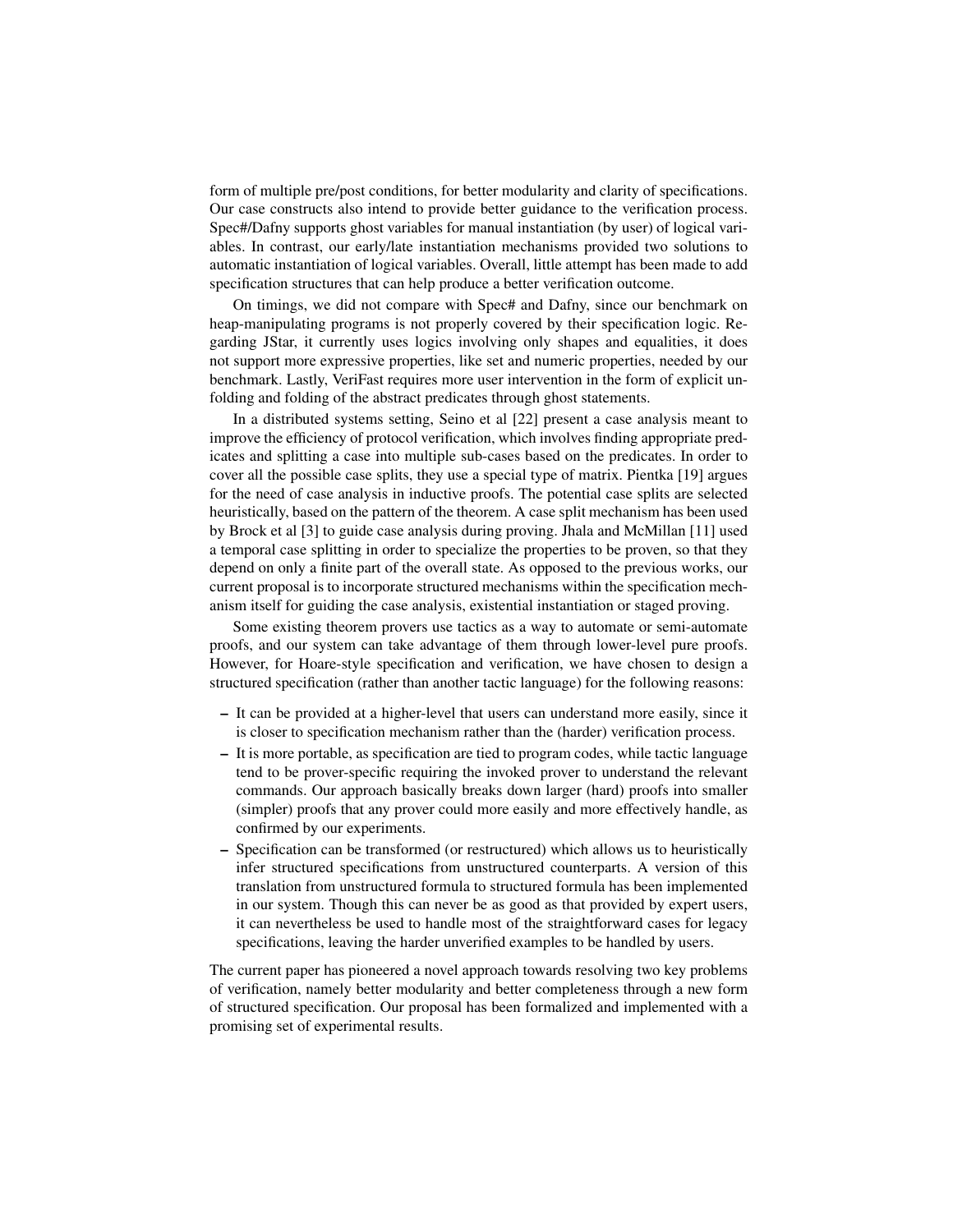form of multiple pre/post conditions, for better modularity and clarity of specifications. Our case constructs also intend to provide better guidance to the verification process. Spec#/Dafny supports ghost variables for manual instantiation (by user) of logical variables. In contrast, our early/late instantiation mechanisms provided two solutions to automatic instantiation of logical variables. Overall, little attempt has been made to add specification structures that can help produce a better verification outcome.

On timings, we did not compare with Spec# and Dafny, since our benchmark on heap-manipulating programs is not properly covered by their specification logic. Regarding JStar, it currently uses logics involving only shapes and equalities, it does not support more expressive properties, like set and numeric properties, needed by our benchmark. Lastly, VeriFast requires more user intervention in the form of explicit unfolding and folding of the abstract predicates through ghost statements.

In a distributed systems setting, Seino et al [22] present a case analysis meant to improve the efficiency of protocol verification, which involves finding appropriate predicates and splitting a case into multiple sub-cases based on the predicates. In order to cover all the possible case splits, they use a special type of matrix. Pientka [19] argues for the need of case analysis in inductive proofs. The potential case splits are selected heuristically, based on the pattern of the theorem. A case split mechanism has been used by Brock et al [3] to guide case analysis during proving. Jhala and McMillan [11] used a temporal case splitting in order to specialize the properties to be proven, so that they depend on only a finite part of the overall state. As opposed to the previous works, our current proposal is to incorporate structured mechanisms within the specification mechanism itself for guiding the case analysis, existential instantiation or staged proving.

Some existing theorem provers use tactics as a way to automate or semi-automate proofs, and our system can take advantage of them through lower-level pure proofs. However, for Hoare-style specification and verification, we have chosen to design a structured specification (rather than another tactic language) for the following reasons:

- It can be provided at a higher-level that users can understand more easily, since it is closer to specification mechanism rather than the (harder) verification process.
- It is more portable, as specification are tied to program codes, while tactic language tend to be prover-specific requiring the invoked prover to understand the relevant commands. Our approach basically breaks down larger (hard) proofs into smaller (simpler) proofs that any prover could more easily and more effectively handle, as confirmed by our experiments.
- Specification can be transformed (or restructured) which allows us to heuristically infer structured specifications from unstructured counterparts. A version of this translation from unstructured formula to structured formula has been implemented in our system. Though this can never be as good as that provided by expert users, it can nevertheless be used to handle most of the straightforward cases for legacy specifications, leaving the harder unverified examples to be handled by users.

The current paper has pioneered a novel approach towards resolving two key problems of verification, namely better modularity and better completeness through a new form of structured specification. Our proposal has been formalized and implemented with a promising set of experimental results.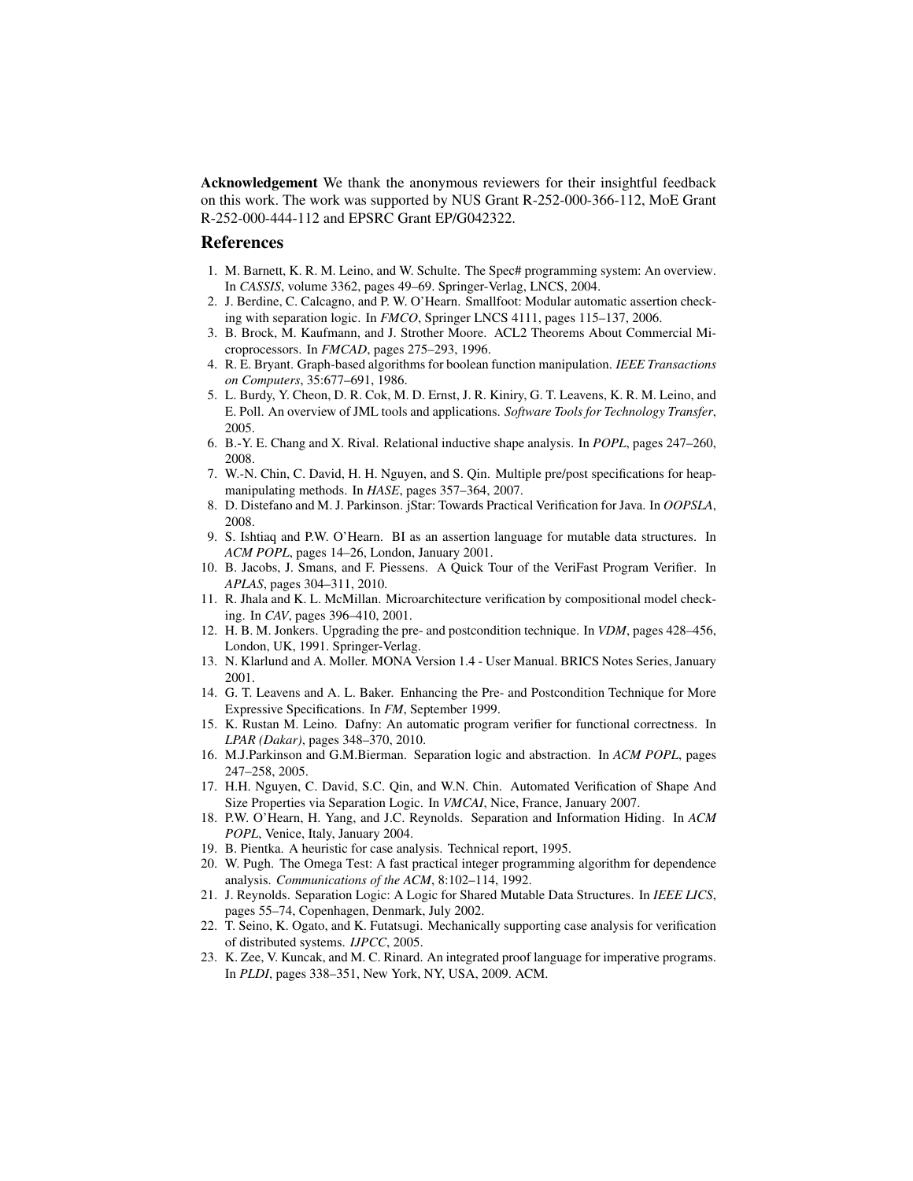**Acknowledgement** We thank the anonymous reviewers for their insightful feedback on this work. The work was supported by NUS Grant R-252-000-366-112, MoE Grant R-252-000-444-112 and EPSRC Grant EP/G042322.

## References

1. M. Barnett, K. R. M. Leino, and W. Schulte. The Spec# programming system: An overview. In *CASSIS*, volume 3362, pages 49–69. Springer-Verlag, LNCS, 2004.
2. J. Berdine, C. Calcagno, and P. W. O'Hearn. Smallfoot: Modular automatic assertion checking with separation logic. In *FMCO*, Springer LNCS 4111, pages 115–137, 2006.
3. B. Brock, M. Kaufmann, and J. Strother Moore. ACL2 Theorems About Commercial Microprocessors. In *FMCAD*, pages 275–293, 1996.
4. R. E. Bryant. Graph-based algorithms for boolean function manipulation. *IEEE Transactions on Computers*, 35:677–691, 1986.
5. L. Burdy, Y. Cheon, D. R. Cok, M. D. Ernst, J. R. Kiniry, G. T. Leavens, K. R. M. Leino, and E. Poll. An overview of JML tools and applications. *Software Tools for Technology Transfer*, 2005.
6. B.-Y. E. Chang and X. Rival. Relational inductive shape analysis. In *POPL*, pages 247–260, 2008.
7. W.-N. Chin, C. David, H. H. Nguyen, and S. Qin. Multiple pre/post specifications for heap-manipulating methods. In *HASE*, pages 357–364, 2007.
8. D. Distefano and M. J. Parkinson. jStar: Towards Practical Verification for Java. In *OOPSLA*, 2008.
9. S. Ishtiaq and P.W. O'Hearn. BI as an assertion language for mutable data structures. In *ACM POPL*, pages 14–26, London, January 2001.
10. B. Jacobs, J. Smans, and F. Piessens. A Quick Tour of the VeriFast Program Verifier. In *APLAS*, pages 304–311, 2010.
11. R. Jhala and K. L. McMillan. Microarchitecture verification by compositional model checking. In *CAV*, pages 396–410, 2001.
12. H. B. M. Jonkers. Upgrading the pre- and postcondition technique. In *VDM*, pages 428–456, London, UK, 1991. Springer-Verlag.
13. N. Klarlund and A. Moller. MONA Version 1.4 - User Manual. BRICS Notes Series, January 2001.
14. G. T. Leavens and A. L. Baker. Enhancing the Pre- and Postcondition Technique for More Expressive Specifications. In *FM*, September 1999.
15. K. Rustan M. Leino. Dafny: An automatic program verifier for functional correctness. In *LPAR (Dakar)*, pages 348–370, 2010.
16. M.J.Parkinson and G.M.Bierman. Separation logic and abstraction. In *ACM POPL*, pages 247–258, 2005.
17. H.H. Nguyen, C. David, S.C. Qin, and W.N. Chin. Automated Verification of Shape And Size Properties via Separation Logic. In *VMCAI*, Nice, France, January 2007.
18. P.W. O'Hearn, H. Yang, and J.C. Reynolds. Separation and Information Hiding. In *ACM POPL*, Venice, Italy, January 2004.
19. B. Pientka. A heuristic for case analysis. Technical report, 1995.
20. W. Pugh. The Omega Test: A fast practical integer programming algorithm for dependence analysis. *Communications of the ACM*, 8:102–114, 1992.
21. J. Reynolds. Separation Logic: A Logic for Shared Mutable Data Structures. In *IEEE LICS*, pages 55–74, Copenhagen, Denmark, July 2002.
22. T. Seino, K. Ogato, and K. Futatsugi. Mechanically supporting case analysis for verification of distributed systems. *IJPCC*, 2005.
23. K. Zee, V. Kuncak, and M. C. Rinard. An integrated proof language for imperative programs. In *PLDI*, pages 338–351, New York, NY, USA, 2009. ACM.